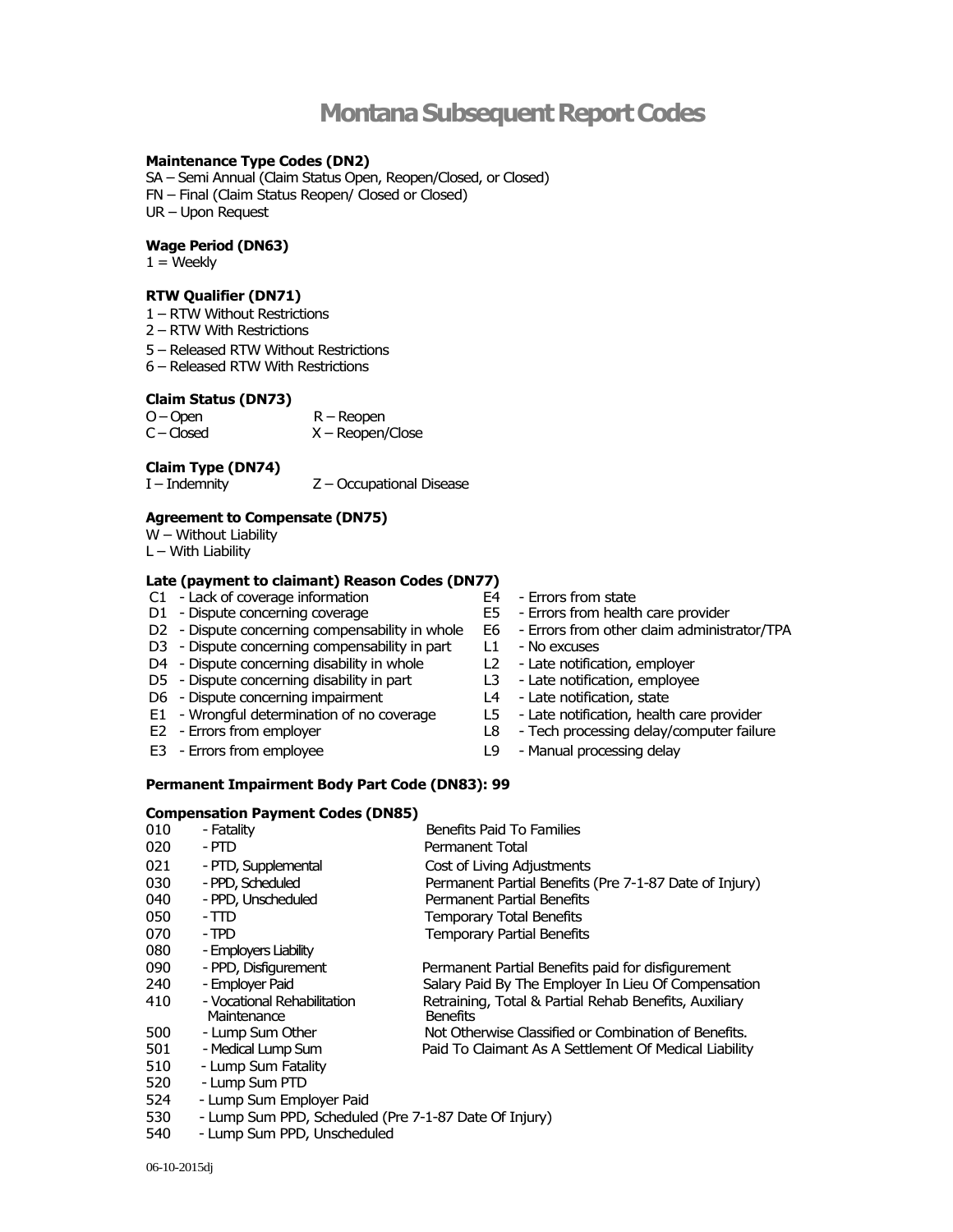# Montana Subsequent Report Codes

**Maintenance Type Codes (DN2)**

SA – Semi Annual (Claim Status Open, Reopen/Closed, or Closed)
FN – Final (Claim Status Reopen/ Closed or Closed)
UR – Upon Request

**Wage Period (DN63)**

1 = Weekly

**RTW Qualifier (DN71)**

1 – RTW Without Restrictions
2 – RTW With Restrictions
5 – Released RTW Without Restrictions
6 – Released RTW With Restrictions

**Claim Status (DN73)**

O – Open
C – Closed
R – Reopen
X – Reopen/Close

**Claim Type (DN74)**

I – Indemnity
Z – Occupational Disease

**Agreement to Compensate (DN75)**

W – Without Liability
L – With Liability

**Late (payment to claimant) Reason Codes (DN77)**

C1 - Lack of coverage information
D1 - Dispute concerning coverage
D2 - Dispute concerning compensability in whole
D3 - Dispute concerning compensability in part
D4 - Dispute concerning disability in whole
D5 - Dispute concerning disability in part
D6 - Dispute concerning impairment
E1 - Wrongful determination of no coverage
E2 - Errors from employer
E3 - Errors from employee
E4 - Errors from state
E5 - Errors from health care provider
E6 - Errors from other claim administrator/TPA
L1 - No excuses
L2 - Late notification, employer
L3 - Late notification, employee
L4 - Late notification, state
L5 - Late notification, health care provider
L8 - Tech processing delay/computer failure
L9 - Manual processing delay

**Permanent Impairment Body Part Code (DN83): 99**

**Compensation Payment Codes (DN85)**

| Code | Name | Description |
|---|---|---|
| 010 | - Fatality | Benefits Paid To Families |
| 020 | - PTD | Permanent Total |
| 021 | - PTD, Supplemental | Cost of Living Adjustments |
| 030 | - PPD, Scheduled | Permanent Partial Benefits (Pre 7-1-87 Date of Injury) |
| 040 | - PPD, Unscheduled | Permanent Partial Benefits |
| 050 | - TTD | Temporary Total Benefits |
| 070 | - TPD | Temporary Partial Benefits |
| 080 | - Employers Liability | |
| 090 | - PPD, Disfigurement | Permanent Partial Benefits paid for disfigurement |
| 240 | - Employer Paid | Salary Paid By The Employer In Lieu Of Compensation |
| 410 | - Vocational Rehabilitation Maintenance | Retraining, Total & Partial Rehab Benefits, Auxiliary Benefits |
| 500 | - Lump Sum Other | Not Otherwise Classified or Combination of Benefits. |
| 501 | - Medical Lump Sum | Paid To Claimant As A Settlement Of Medical Liability |
| 510 | - Lump Sum Fatality | |
| 520 | - Lump Sum PTD | |
| 524 | - Lump Sum Employer Paid | |
| 530 | - Lump Sum PPD, Scheduled (Pre 7-1-87 Date Of Injury) | |
| 540 | - Lump Sum PPD, Unscheduled | |

06-10-2015dj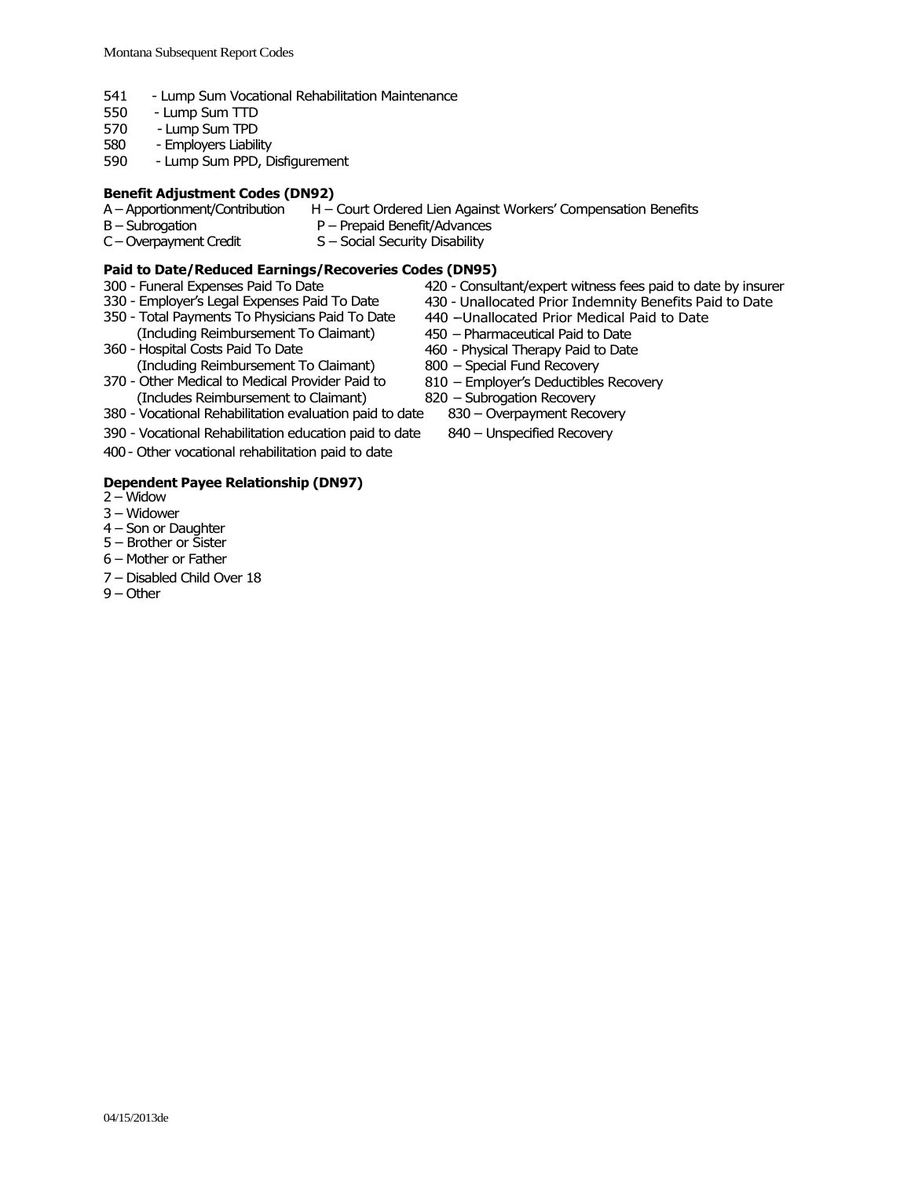541 - Lump Sum Vocational Rehabilitation Maintenance
550 - Lump Sum TTD
570 - Lump Sum TPD
580 - Employers Liability
590 - Lump Sum PPD, Disfigurement

**Benefit Adjustment Codes (DN92)**

A – Apportionment/Contribution
B – Subrogation
C – Overpayment Credit
H – Court Ordered Lien Against Workers' Compensation Benefits
P – Prepaid Benefit/Advances
S – Social Security Disability

**Paid to Date/Reduced Earnings/Recoveries Codes (DN95)**

300 - Funeral Expenses Paid To Date
330 - Employer's Legal Expenses Paid To Date
350 - Total Payments To Physicians Paid To Date (Including Reimbursement To Claimant)
360 - Hospital Costs Paid To Date (Including Reimbursement To Claimant)
370 - Other Medical to Medical Provider Paid to (Includes Reimbursement to Claimant)
380 - Vocational Rehabilitation evaluation paid to date
390 - Vocational Rehabilitation education paid to date
400 - Other vocational rehabilitation paid to date
420 - Consultant/expert witness fees paid to date by insurer
430 - Unallocated Prior Indemnity Benefits Paid to Date
440 –Unallocated Prior Medical Paid to Date
450 – Pharmaceutical Paid to Date
460 - Physical Therapy Paid to Date
800 – Special Fund Recovery
810 – Employer's Deductibles Recovery
820 – Subrogation Recovery
830 – Overpayment Recovery
840 – Unspecified Recovery

**Dependent Payee Relationship (DN97)**

2 – Widow
3 – Widower
4 – Son or Daughter
5 – Brother or Sister
6 – Mother or Father
7 – Disabled Child Over 18
9 – Other